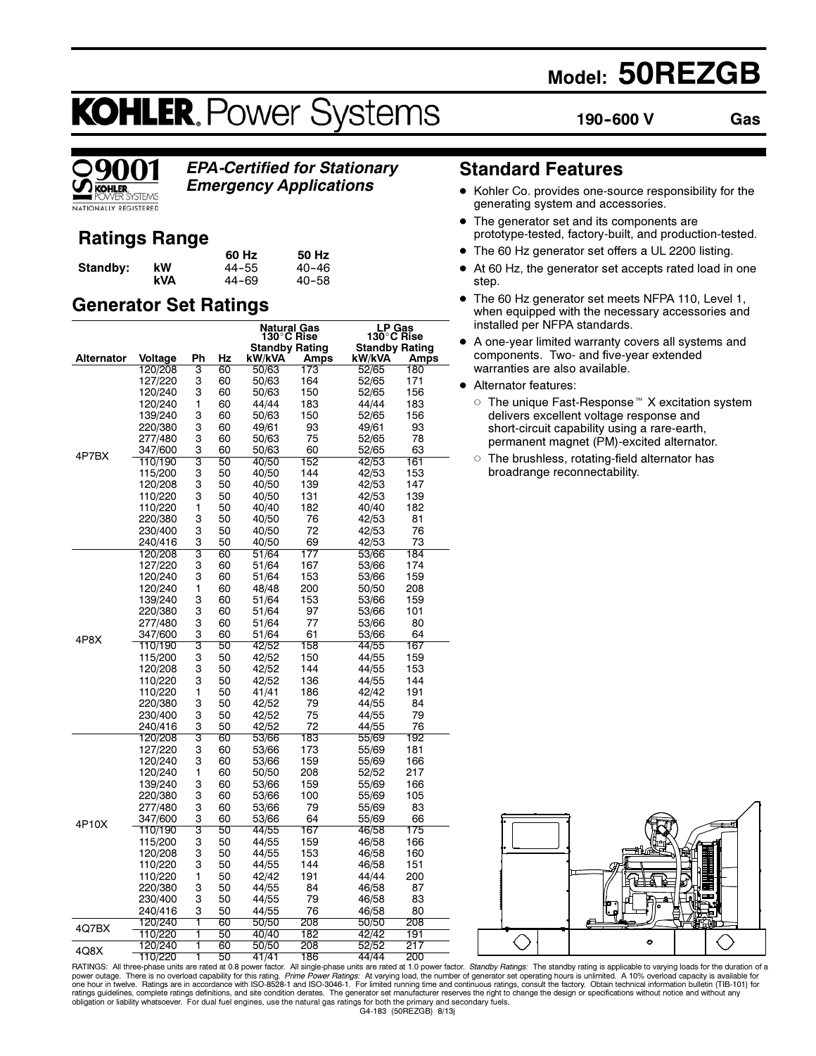# Model: 50REZGB

# KOHLER. Power Systems

**190-600 V** **Gas**

ISO 9001 KOHLER POWER SYSTEMS NATIONALLY REGISTERED

***EPA-Certified for Stationary Emergency Applications***

## Ratings Range

| | | 60 Hz | 50 Hz |
|---|---|---|---|
| **Standby:** | **kW** | 44-55 | 40-46 |
| | **kVA** | 44-69 | 40-58 |

## Generator Set Ratings

| Alternator | Voltage | Ph | Hz | Natural Gas 130°C Rise Standby Rating kW/kVA | Natural Gas Amps | LP Gas 130°C Rise Standby Rating kW/kVA | LP Gas Amps |
|---|---|---|---|---|---|---|---|
| 4P7BX | 120/208 | 3 | 60 | 50/63 | 173 | 52/65 | 180 |
| | 127/220 | 3 | 60 | 50/63 | 164 | 52/65 | 171 |
| | 120/240 | 3 | 60 | 50/63 | 150 | 52/65 | 156 |
| | 120/240 | 1 | 60 | 44/44 | 183 | 44/44 | 183 |
| | 139/240 | 3 | 60 | 50/63 | 150 | 52/65 | 156 |
| | 220/380 | 3 | 60 | 49/61 | 93 | 49/61 | 93 |
| | 277/480 | 3 | 60 | 50/63 | 75 | 52/65 | 78 |
| | 347/600 | 3 | 60 | 50/63 | 60 | 52/65 | 63 |
| | 110/190 | 3 | 50 | 40/50 | 152 | 42/53 | 161 |
| | 115/200 | 3 | 50 | 40/50 | 144 | 42/53 | 153 |
| | 120/208 | 3 | 50 | 40/50 | 139 | 42/53 | 147 |
| | 110/220 | 3 | 50 | 40/50 | 131 | 42/53 | 139 |
| | 110/220 | 1 | 50 | 40/40 | 182 | 40/40 | 182 |
| | 220/380 | 3 | 50 | 40/50 | 76 | 42/53 | 81 |
| | 230/400 | 3 | 50 | 40/50 | 72 | 42/53 | 76 |
| | 240/416 | 3 | 50 | 40/50 | 69 | 42/53 | 73 |
| 4P8X | 120/208 | 3 | 60 | 51/64 | 177 | 53/66 | 184 |
| | 127/220 | 3 | 60 | 51/64 | 167 | 53/66 | 174 |
| | 120/240 | 3 | 60 | 51/64 | 153 | 53/66 | 159 |
| | 120/240 | 1 | 60 | 48/48 | 200 | 50/50 | 208 |
| | 139/240 | 3 | 60 | 51/64 | 153 | 53/66 | 159 |
| | 220/380 | 3 | 60 | 51/64 | 97 | 53/66 | 101 |
| | 277/480 | 3 | 60 | 51/64 | 77 | 53/66 | 80 |
| | 347/600 | 3 | 60 | 51/64 | 61 | 53/66 | 64 |
| | 110/190 | 3 | 50 | 42/52 | 158 | 44/55 | 167 |
| | 115/200 | 3 | 50 | 42/52 | 150 | 44/55 | 159 |
| | 120/208 | 3 | 50 | 42/52 | 144 | 44/55 | 153 |
| | 110/220 | 3 | 50 | 42/52 | 136 | 44/55 | 144 |
| | 110/220 | 1 | 50 | 41/41 | 186 | 42/42 | 191 |
| | 220/380 | 3 | 50 | 42/52 | 79 | 44/55 | 84 |
| | 230/400 | 3 | 50 | 42/52 | 75 | 44/55 | 79 |
| | 240/416 | 3 | 50 | 42/52 | 72 | 44/55 | 76 |
| 4P10X | 120/208 | 3 | 60 | 53/66 | 183 | 55/69 | 192 |
| | 127/220 | 3 | 60 | 53/66 | 173 | 55/69 | 181 |
| | 120/240 | 3 | 60 | 53/66 | 159 | 55/69 | 166 |
| | 120/240 | 1 | 60 | 50/50 | 208 | 52/52 | 217 |
| | 139/240 | 3 | 60 | 53/66 | 159 | 55/69 | 166 |
| | 220/380 | 3 | 60 | 53/66 | 100 | 55/69 | 105 |
| | 277/480 | 3 | 60 | 53/66 | 79 | 55/69 | 83 |
| | 347/600 | 3 | 60 | 53/66 | 64 | 55/69 | 66 |
| | 110/190 | 3 | 50 | 44/55 | 167 | 46/58 | 175 |
| | 115/200 | 3 | 50 | 44/55 | 159 | 46/58 | 166 |
| | 120/208 | 3 | 50 | 44/55 | 153 | 46/58 | 160 |
| | 110/220 | 3 | 50 | 44/55 | 144 | 46/58 | 151 |
| | 110/220 | 1 | 50 | 42/42 | 191 | 44/44 | 200 |
| | 220/380 | 3 | 50 | 44/55 | 84 | 46/58 | 87 |
| | 230/400 | 3 | 50 | 44/55 | 79 | 46/58 | 83 |
| | 240/416 | 3 | 50 | 44/55 | 76 | 46/58 | 80 |
| 4Q7BX | 120/240 | 1 | 60 | 50/50 | 208 | 50/50 | 208 |
| | 110/220 | 1 | 50 | 40/40 | 182 | 42/42 | 191 |
| 4Q8X | 120/240 | 1 | 60 | 50/50 | 208 | 52/52 | 217 |
| | 110/220 | 1 | 50 | 41/41 | 186 | 44/44 | 200 |

RATINGS: All three-phase units are rated at 0.8 power factor. All single-phase units are rated at 1.0 power factor. *Standby Ratings:* The standby rating is applicable to varying loads for the duration of a power outage. There is no overload capability for this rating. *Prime Power Ratings:* At varying load, the number of generator set operating hours is unlimited. A 10% overload capacity is available for one hour in twelve. Ratings are in accordance with ISO-8528-1 and ISO-3046-1. For limited running time and continuous ratings, consult the factory. Obtain technical information bulletin (TIB-101) for ratings guidelines, complete ratings definitions, and site condition derates. The generator set manufacturer reserves the right to change the design or specifications without notice and without any obligation or liability whatsoever. For dual fuel engines, use the natural gas ratings for both the primary and secondary fuels.

## Standard Features

- Kohler Co. provides one-source responsibility for the generating system and accessories.
- The generator set and its components are prototype-tested, factory-built, and production-tested.
- The 60 Hz generator set offers a UL 2200 listing.
- At 60 Hz, the generator set accepts rated load in one step.
- The 60 Hz generator set meets NFPA 110, Level 1, when equipped with the necessary accessories and installed per NFPA standards.
- A one-year limited warranty covers all systems and components. Two- and five-year extended warranties are also available.
- Alternator features:
  - The unique Fast-Response™ X excitation system delivers excellent voltage response and short-circuit capability using a rare-earth, permanent magnet (PM)-excited alternator.
  - The brushless, rotating-field alternator has broadrange reconnectability.

G4-183 (50REZGB) 8/13j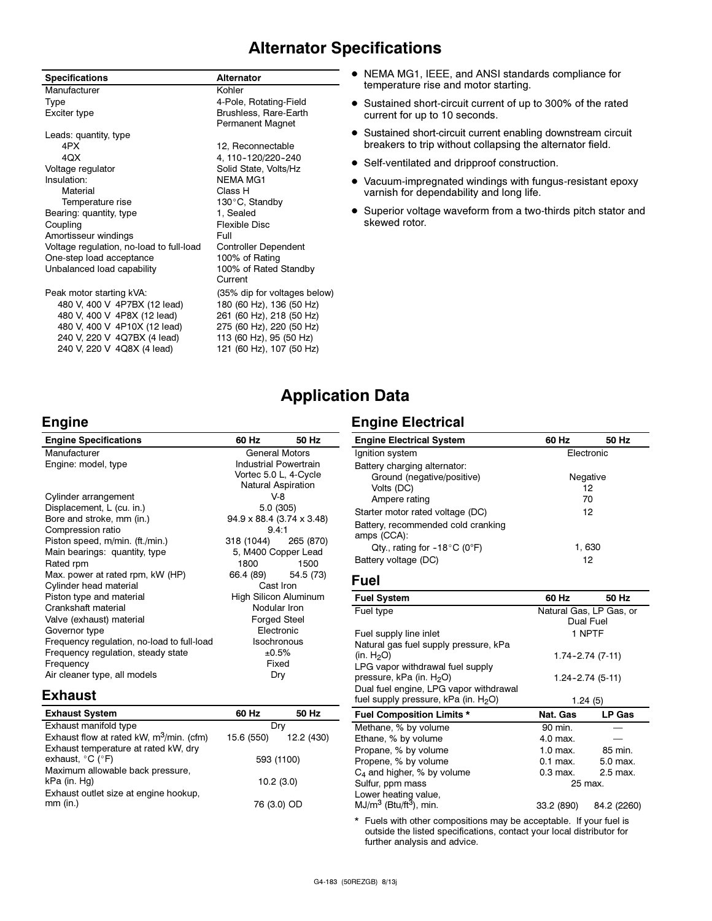# Alternator Specifications

| Specifications | Alternator |
|---|---|
| Manufacturer | Kohler |
| Type | 4-Pole, Rotating-Field |
| Exciter type | Brushless, Rare-Earth Permanent Magnet |
| Leads: quantity, type | |
| 4PX | 12, Reconnectable |
| 4QX | 4, 110-120/220-240 |
| Voltage regulator | Solid State, Volts/Hz |
| Insulation: | NEMA MG1 |
| Material | Class H |
| Temperature rise | 130°C, Standby |
| Bearing: quantity, type | 1, Sealed |
| Coupling | Flexible Disc |
| Amortisseur windings | Full |
| Voltage regulation, no-load to full-load | Controller Dependent |
| One-step load acceptance | 100% of Rating |
| Unbalanced load capability | 100% of Rated Standby Current |
| Peak motor starting kVA: | (35% dip for voltages below) |
| 480 V, 400 V 4P7BX (12 lead) | 180 (60 Hz), 136 (50 Hz) |
| 480 V, 400 V 4P8X (12 lead) | 261 (60 Hz), 218 (50 Hz) |
| 480 V, 400 V 4P10X (12 lead) | 275 (60 Hz), 220 (50 Hz) |
| 240 V, 220 V 4Q7BX (4 lead) | 113 (60 Hz), 95 (50 Hz) |
| 240 V, 220 V 4Q8X (4 lead) | 121 (60 Hz), 107 (50 Hz) |

- NEMA MG1, IEEE, and ANSI standards compliance for temperature rise and motor starting.
- Sustained short-circuit current of up to 300% of the rated current for up to 10 seconds.
- Sustained short-circuit current enabling downstream circuit breakers to trip without collapsing the alternator field.
- Self-ventilated and dripproof construction.
- Vacuum-impregnated windings with fungus-resistant epoxy varnish for dependability and long life.
- Superior voltage waveform from a two-thirds pitch stator and skewed rotor.

# Application Data

## Engine

| Engine Specifications | 60 Hz | 50 Hz |
|---|---|---|
| Manufacturer | General Motors | |
| Engine: model, type | Industrial Powertrain Vortec 5.0 L, 4-Cycle Natural Aspiration | |
| Cylinder arrangement | V-8 | |
| Displacement, L (cu. in.) | 5.0 (305) | |
| Bore and stroke, mm (in.) | 94.9 x 88.4 (3.74 x 3.48) | |
| Compression ratio | 9.4:1 | |
| Piston speed, m/min. (ft./min.) | 318 (1044) | 265 (870) |
| Main bearings: quantity, type | 5, M400 Copper Lead | |
| Rated rpm | 1800 | 1500 |
| Max. power at rated rpm, kW (HP) | 66.4 (89) | 54.5 (73) |
| Cylinder head material | Cast Iron | |
| Piston type and material | High Silicon Aluminum | |
| Crankshaft material | Nodular Iron | |
| Valve (exhaust) material | Forged Steel | |
| Governor type | Electronic | |
| Frequency regulation, no-load to full-load | Isochronous | |
| Frequency regulation, steady state | ±0.5% | |
| Frequency | Fixed | |
| Air cleaner type, all models | Dry | |

## Exhaust

| Exhaust System | 60 Hz | 50 Hz |
|---|---|---|
| Exhaust manifold type | Dry | |
| Exhaust flow at rated kW, $m^3$/min. (cfm) | 15.6 (550) | 12.2 (430) |
| Exhaust temperature at rated kW, dry exhaust, °C (°F) | 593 (1100) | |
| Maximum allowable back pressure, kPa (in. Hg) | 10.2 (3.0) | |
| Exhaust outlet size at engine hookup, mm (in.) | 76 (3.0) OD | |

## Engine Electrical

| Engine Electrical System | 60 Hz | 50 Hz |
|---|---|---|
| Ignition system | Electronic | |
| Battery charging alternator: | | |
| Ground (negative/positive) | Negative | |
| Volts (DC) | 12 | |
| Ampere rating | 70 | |
| Starter motor rated voltage (DC) | 12 | |
| Battery, recommended cold cranking amps (CCA): | | |
| Qty., rating for -18°C (0°F) | 1, 630 | |
| Battery voltage (DC) | 12 | |

## Fuel

| Fuel System | 60 Hz | 50 Hz |
|---|---|---|
| Fuel type | Natural Gas, LP Gas, or Dual Fuel | |
| Fuel supply line inlet | 1 NPTF | |
| Natural gas fuel supply pressure, kPa (in. $H_2O$) | 1.74-2.74 (7-11) | |
| LPG vapor withdrawal fuel supply pressure, kPa (in. $H_2O$) | 1.24-2.74 (5-11) | |
| Dual fuel engine, LPG vapor withdrawal fuel supply pressure, kPa (in. $H_2O$) | 1.24 (5) | |

| Fuel Composition Limits * | Nat. Gas | LP Gas |
|---|---|---|
| Methane, % by volume | 90 min. | — |
| Ethane, % by volume | 4.0 max. | — |
| Propane, % by volume | 1.0 max. | 85 min. |
| Propene, % by volume | 0.1 max. | 5.0 max. |
| $C_4$ and higher, % by volume | 0.3 max. | 2.5 max. |
| Sulfur, ppm mass | 25 max. | |
| Lower heating value, $MJ/m^3$ ($Btu/ft^3$), min. | 33.2 (890) | 84.2 (2260) |

\* Fuels with other compositions may be acceptable. If your fuel is outside the listed specifications, contact your local distributor for further analysis and advice.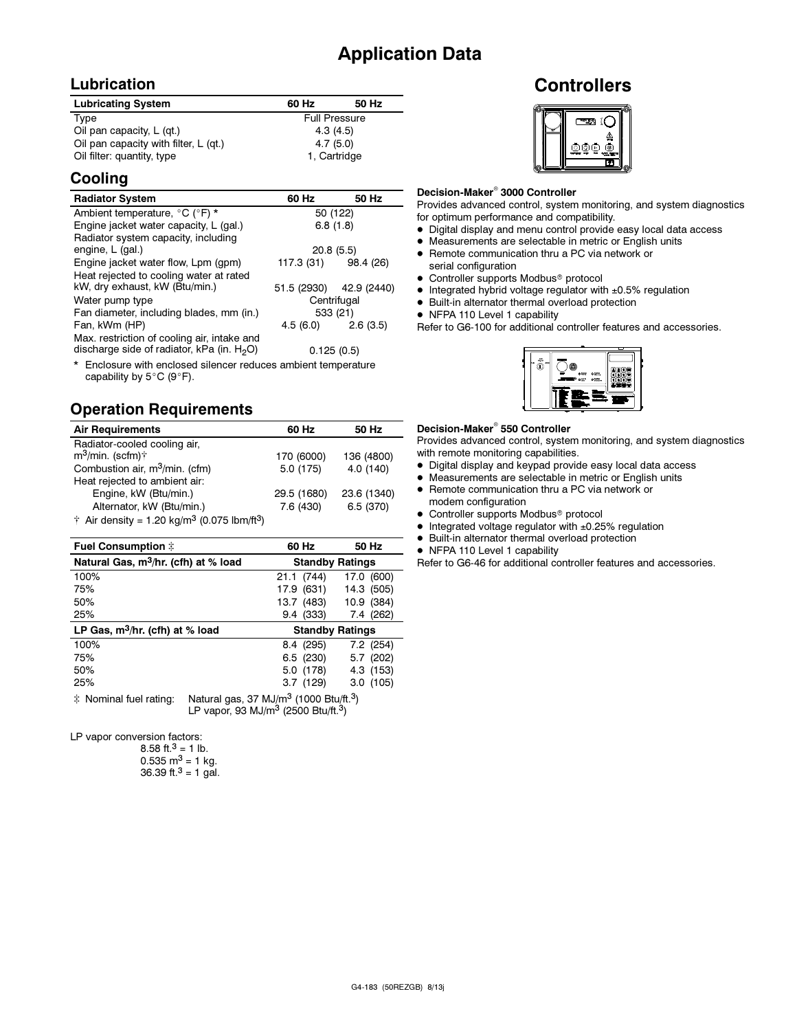# Application Data

## Lubrication

| Lubricating System | 60 Hz | 50 Hz |
|---|---|---|
| Type | Full Pressure | |
| Oil pan capacity, L (qt.) | 4.3 (4.5) | |
| Oil pan capacity with filter, L (qt.) | 4.7 (5.0) | |
| Oil filter: quantity, type | 1, Cartridge | |

## Cooling

| Radiator System | 60 Hz | 50 Hz |
|---|---|---|
| Ambient temperature, °C (°F) * | 50 (122) | |
| Engine jacket water capacity, L (gal.) | 6.8 (1.8) | |
| Radiator system capacity, including engine, L (gal.) | 20.8 (5.5) | |
| Engine jacket water flow, Lpm (gpm) | 117.3 (31) | 98.4 (26) |
| Heat rejected to cooling water at rated kW, dry exhaust, kW (Btu/min.) | 51.5 (2930) | 42.9 (2440) |
| Water pump type | Centrifugal | |
| Fan diameter, including blades, mm (in.) | 533 (21) | |
| Fan, kWm (HP) | 4.5 (6.0) | 2.6 (3.5) |
| Max. restriction of cooling air, intake and discharge side of radiator, kPa (in. $H_2O$) | 0.125 (0.5) | |

\* Enclosure with enclosed silencer reduces ambient temperature capability by 5°C (9°F).

## Operation Requirements

| Air Requirements | 60 Hz | 50 Hz |
|---|---|---|
| Radiator-cooled cooling air, $m^3$/min. (scfm)† | 170 (6000) | 136 (4800) |
| Combustion air, $m^3$/min. (cfm) | 5.0 (175) | 4.0 (140) |
| Heat rejected to ambient air: | | |
| Engine, kW (Btu/min.) | 29.5 (1680) | 23.6 (1340) |
| Alternator, kW (Btu/min.) | 7.6 (430) | 6.5 (370) |

† Air density = 1.20 kg/$m^3$ (0.075 lbm/$ft^3$)

| Fuel Consumption ‡ | 60 Hz | 50 Hz |
|---|---|---|
| **Natural Gas, $m^3$/hr. (cfh) at % load** | **Standby Ratings** | |
| 100% | 21.1 (744) | 17.0 (600) |
| 75% | 17.9 (631) | 14.3 (505) |
| 50% | 13.7 (483) | 10.9 (384) |
| 25% | 9.4 (333) | 7.4 (262) |
| **LP Gas, $m^3$/hr. (cfh) at % load** | **Standby Ratings** | |
| 100% | 8.4 (295) | 7.2 (254) |
| 75% | 6.5 (230) | 5.7 (202) |
| 50% | 5.0 (178) | 4.3 (153) |
| 25% | 3.7 (129) | 3.0 (105) |

‡ Nominal fuel rating: Natural gas, 37 MJ/$m^3$ (1000 Btu/ft.$^3$)
LP vapor, 93 MJ/$m^3$ (2500 Btu/ft.$^3$)

LP vapor conversion factors:
8.58 ft.$^3$ = 1 lb.
0.535 $m^3$ = 1 kg.
36.39 ft.$^3$ = 1 gal.

# Controllers

**Decision-Maker® 3000 Controller**

Provides advanced control, system monitoring, and system diagnostics for optimum performance and compatibility.

- Digital display and menu control provide easy local data access
- Measurements are selectable in metric or English units
- Remote communication thru a PC via network or serial configuration
- Controller supports Modbus® protocol
- Integrated hybrid voltage regulator with ±0.5% regulation
- Built-in alternator thermal overload protection
- NFPA 110 Level 1 capability

Refer to G6-100 for additional controller features and accessories.

**Decision-Maker® 550 Controller**

Provides advanced control, system monitoring, and system diagnostics with remote monitoring capabilities.

- Digital display and keypad provide easy local data access
- Measurements are selectable in metric or English units
- Remote communication thru a PC via network or modem configuration
- Controller supports Modbus® protocol
- Integrated voltage regulator with ±0.25% regulation
- Built-in alternator thermal overload protection
- NFPA 110 Level 1 capability

Refer to G6-46 for additional controller features and accessories.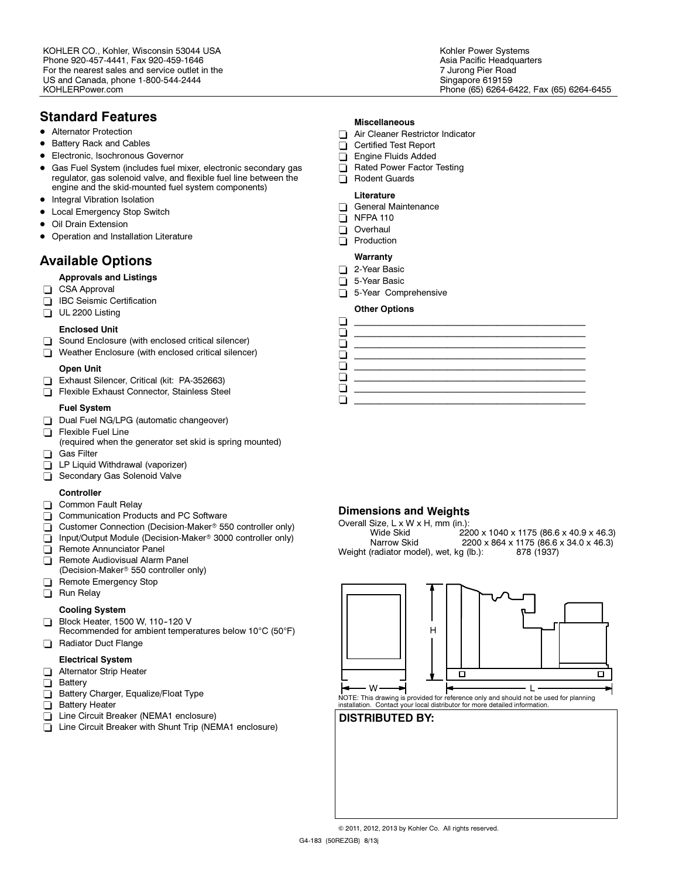KOHLER CO., Kohler, Wisconsin 53044 USA
Phone 920-457-4441, Fax 920-459-1646
For the nearest sales and service outlet in the US and Canada, phone 1-800-544-2444
KOHLERPower.com

Kohler Power Systems
Asia Pacific Headquarters
7 Jurong Pier Road
Singapore 619159
Phone (65) 6264-6422, Fax (65) 6264-6455

## Standard Features

- Alternator Protection
- Battery Rack and Cables
- Electronic, Isochronous Governor
- Gas Fuel System (includes fuel mixer, electronic secondary gas regulator, gas solenoid valve, and flexible fuel line between the engine and the skid-mounted fuel system components)
- Integral Vibration Isolation
- Local Emergency Stop Switch
- Oil Drain Extension
- Operation and Installation Literature

## Available Options

### Approvals and Listings

- ❑ CSA Approval
- ❑ IBC Seismic Certification
- ❑ UL 2200 Listing

### Enclosed Unit

- ❑ Sound Enclosure (with enclosed critical silencer)
- ❑ Weather Enclosure (with enclosed critical silencer)

### Open Unit

- ❑ Exhaust Silencer, Critical (kit: PA-352663)
- ❑ Flexible Exhaust Connector, Stainless Steel

### Fuel System

- ❑ Dual Fuel NG/LPG (automatic changeover)
- ❑ Flexible Fuel Line (required when the generator set skid is spring mounted)
- ❑ Gas Filter
- ❑ LP Liquid Withdrawal (vaporizer)
- ❑ Secondary Gas Solenoid Valve

### Controller

- ❑ Common Fault Relay
- ❑ Communication Products and PC Software
- ❑ Customer Connection (Decision-Maker® 550 controller only)
- ❑ Input/Output Module (Decision-Maker® 3000 controller only)
- ❑ Remote Annunciator Panel
- ❑ Remote Audiovisual Alarm Panel (Decision-Maker® 550 controller only)
- ❑ Remote Emergency Stop
- ❑ Run Relay

### Cooling System

- ❑ Block Heater, 1500 W, 110–120 V
  Recommended for ambient temperatures below 10°C (50°F)
- ❑ Radiator Duct Flange

### Electrical System

- ❑ Alternator Strip Heater
- ❑ Battery
- ❑ Battery Charger, Equalize/Float Type
- ❑ Battery Heater
- ❑ Line Circuit Breaker (NEMA1 enclosure)
- ❑ Line Circuit Breaker with Shunt Trip (NEMA1 enclosure)

### Miscellaneous

- ❑ Air Cleaner Restrictor Indicator
- ❑ Certified Test Report
- ❑ Engine Fluids Added
- ❑ Rated Power Factor Testing
- ❑ Rodent Guards

### Literature

- ❑ General Maintenance
- ❑ NFPA 110
- ❑ Overhaul
- ❑ Production

### Warranty

- ❑ 2-Year Basic
- ❑ 5-Year Basic
- ❑ 5-Year Comprehensive

### Other Options

- ❑ ____________________________________________
- ❑ ____________________________________________
- ❑ ____________________________________________
- ❑ ____________________________________________
- ❑ ____________________________________________
- ❑ ____________________________________________
- ❑ ____________________________________________
- ❑ ____________________________________________

## Dimensions and Weights

Overall Size, L x W x H, mm (in.):

| | |
|---|---|
| Wide Skid | 2200 x 1040 x 1175 (86.6 x 40.9 x 46.3) |
| Narrow Skid | 2200 x 864 x 1175 (86.6 x 34.0 x 46.3) |

Weight (radiator model), wet, kg (lb.): 878 (1937)

H

W

L

NOTE: This drawing is provided for reference only and should not be used for planning installation. Contact your local distributor for more detailed information.

**DISTRIBUTED BY:**

© 2011, 2012, 2013 by Kohler Co. All rights reserved.

G4-183 (50REZGB) 8/13j